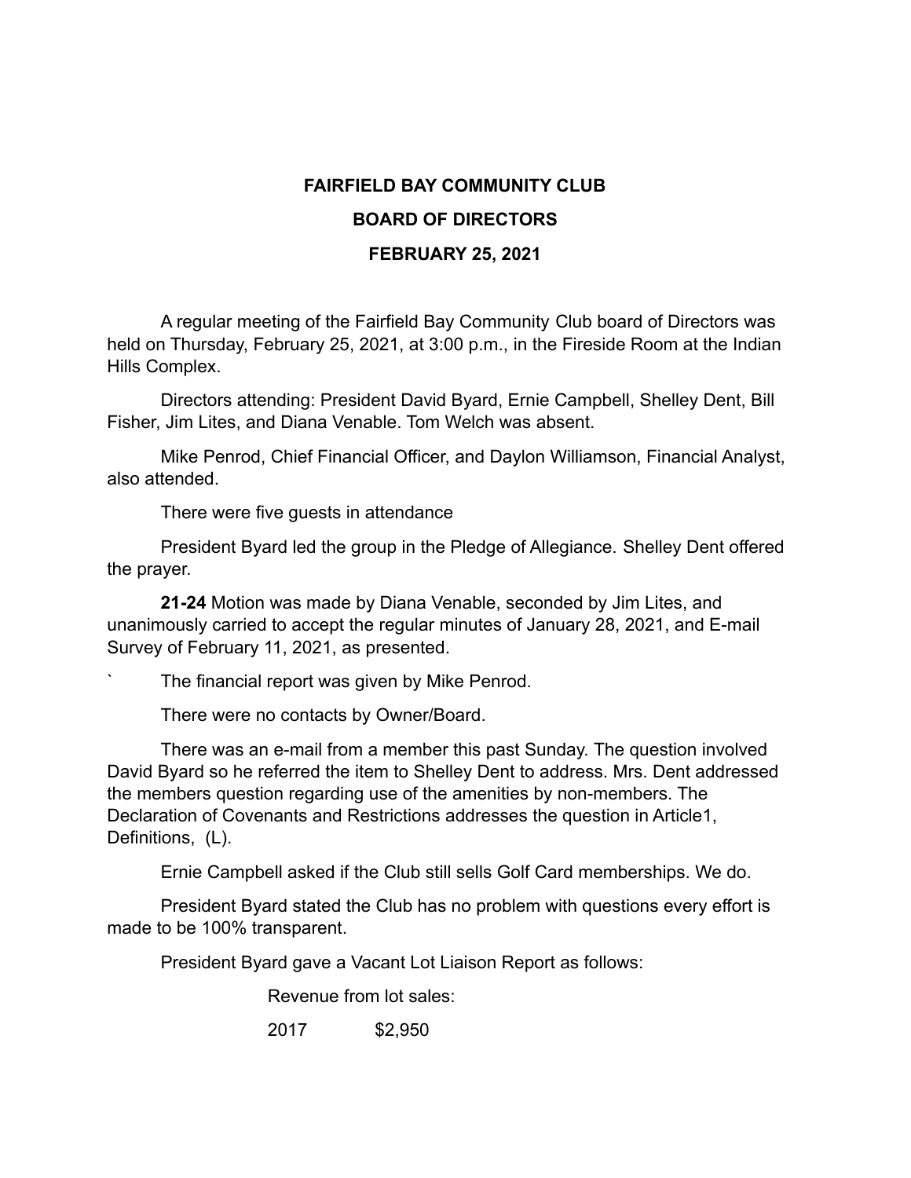# FAIRFIELD BAY COMMUNITY CLUB

## BOARD OF DIRECTORS

## FEBRUARY 25, 2021

A regular meeting of the Fairfield Bay Community Club board of Directors was held on Thursday, February 25, 2021, at 3:00 p.m., in the Fireside Room at the Indian Hills Complex.

Directors attending: President David Byard, Ernie Campbell, Shelley Dent, Bill Fisher, Jim Lites, and Diana Venable. Tom Welch was absent.

Mike Penrod, Chief Financial Officer, and Daylon Williamson, Financial Analyst, also attended.

There were five guests in attendance

President Byard led the group in the Pledge of Allegiance. Shelley Dent offered the prayer.

**21-24** Motion was made by Diana Venable, seconded by Jim Lites, and unanimously carried to accept the regular minutes of January 28, 2021, and E-mail Survey of February 11, 2021, as presented.

` The financial report was given by Mike Penrod.

There were no contacts by Owner/Board.

There was an e-mail from a member this past Sunday. The question involved David Byard so he referred the item to Shelley Dent to address. Mrs. Dent addressed the members question regarding use of the amenities by non-members. The Declaration of Covenants and Restrictions addresses the question in Article1, Definitions, (L).

Ernie Campbell asked if the Club still sells Golf Card memberships. We do.

President Byard stated the Club has no problem with questions every effort is made to be 100% transparent.

President Byard gave a Vacant Lot Liaison Report as follows:

Revenue from lot sales:

2017 $2,950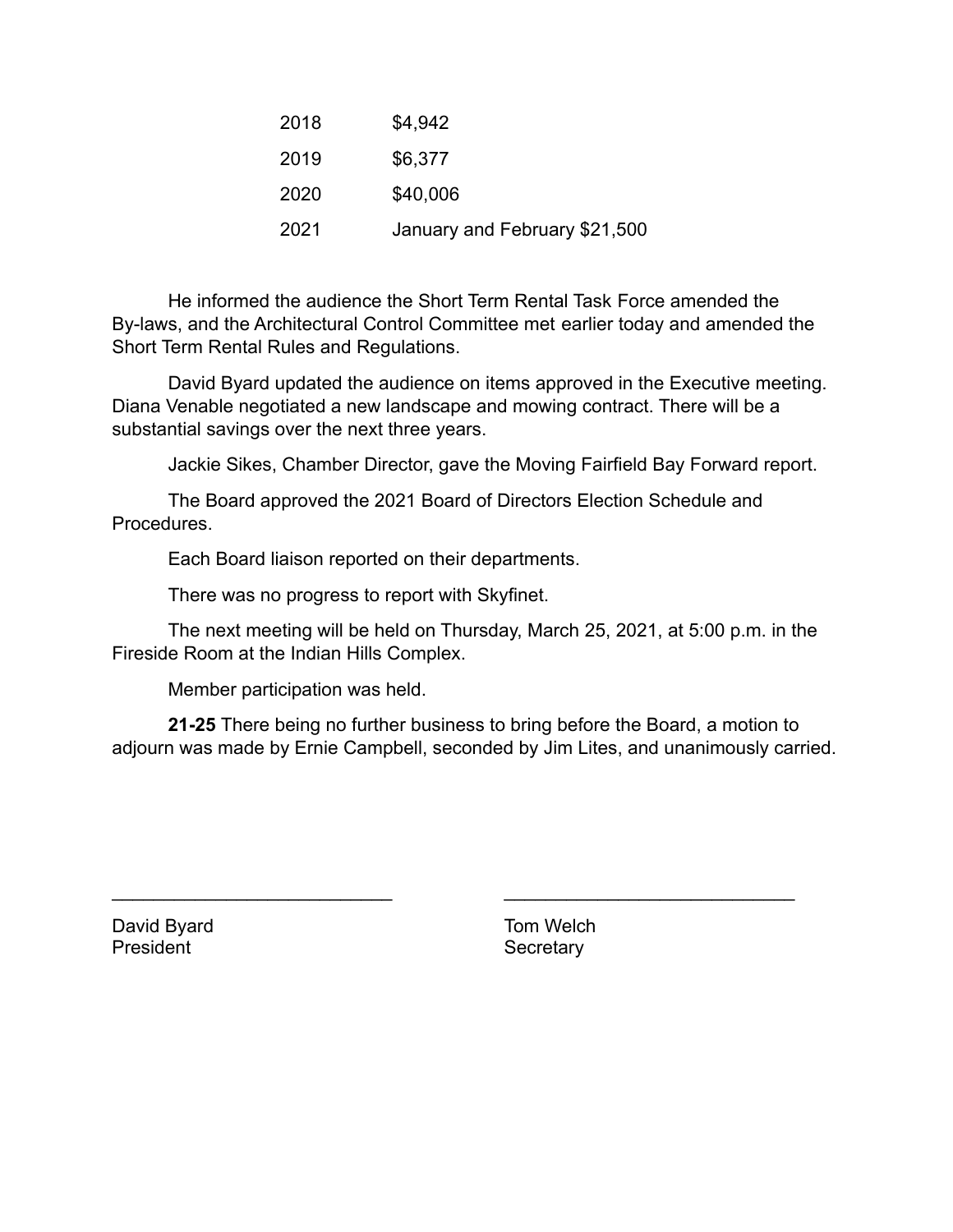| | |
|---|---|
| 2018 | $4,942 |
| 2019 | $6,377 |
| 2020 | $40,006 |
| 2021 | January and February $21,500 |

He informed the audience the Short Term Rental Task Force amended the By-laws, and the Architectural Control Committee met earlier today and amended the Short Term Rental Rules and Regulations.

David Byard updated the audience on items approved in the Executive meeting. Diana Venable negotiated a new landscape and mowing contract. There will be a substantial savings over the next three years.

Jackie Sikes, Chamber Director, gave the Moving Fairfield Bay Forward report.

The Board approved the 2021 Board of Directors Election Schedule and Procedures.

Each Board liaison reported on their departments.

There was no progress to report with Skyfinet.

The next meeting will be held on Thursday, March 25, 2021, at 5:00 p.m. in the Fireside Room at the Indian Hills Complex.

Member participation was held.

**21-25** There being no further business to bring before the Board, a motion to adjourn was made by Ernie Campbell, seconded by Jim Lites, and unanimously carried.

\_\_\_\_\_\_\_\_\_\_\_\_\_\_\_\_\_\_\_\_\_\_\_\_\_\_\_\_

David Byard
President

\_\_\_\_\_\_\_\_\_\_\_\_\_\_\_\_\_\_\_\_\_\_\_\_\_\_\_\_

Tom Welch
Secretary